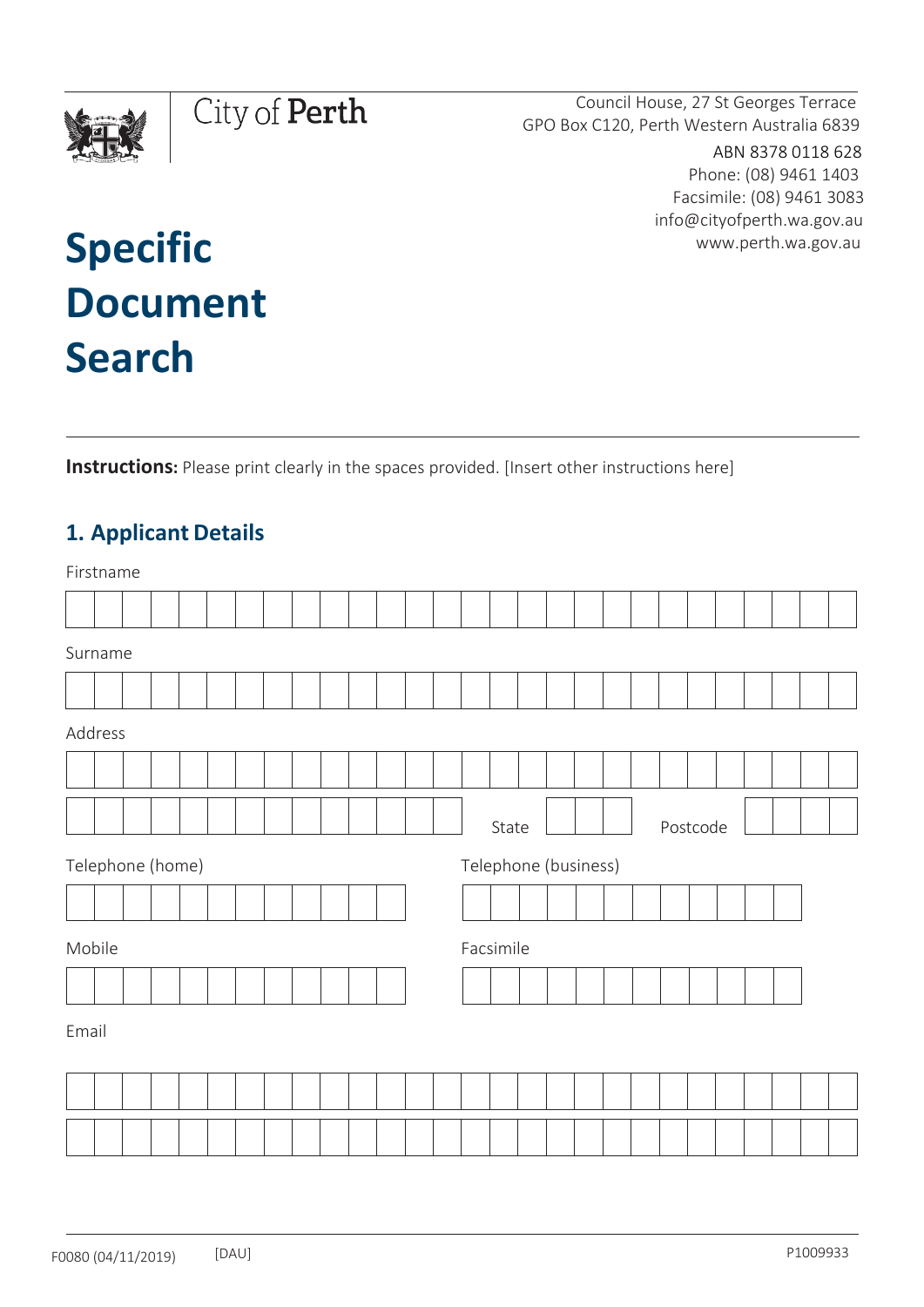City of Perth

Council House, 27 St Georges Terrace
GPO Box C120, Perth Western Australia 6839

ABN 8378 0118 628
Phone: (08) 9461 1403
Facsimile: (08) 9461 3083
info@cityofperth.wa.gov.au
www.perth.wa.gov.au

# Specific Document Search

**Instructions:** Please print clearly in the spaces provided. [Insert other instructions here]

## 1. Applicant Details

Firstname

Surname

Address

State

Postcode

Telephone (home)

Telephone (business)

Mobile

Facsimile

Email

F0080 (04/11/2019) [DAU] P1009933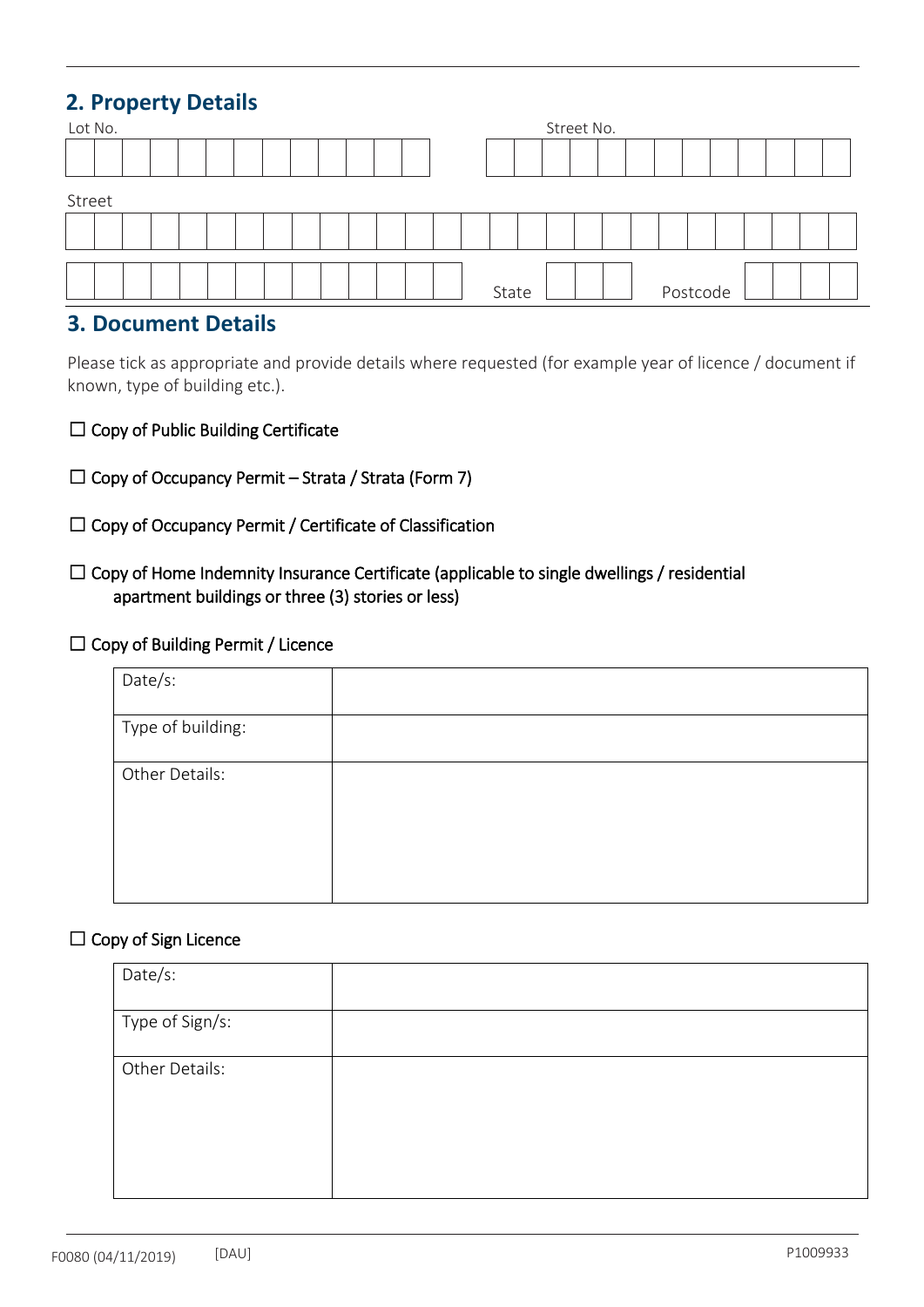## 2. Property Details

Lot No.

Street No.

Street

State

Postcode

## 3. Document Details

Please tick as appropriate and provide details where requested (for example year of licence / document if known, type of building etc.).

☐ Copy of Public Building Certificate

☐ Copy of Occupancy Permit – Strata / Strata (Form 7)

☐ Copy of Occupancy Permit / Certificate of Classification

☐ Copy of Home Indemnity Insurance Certificate (applicable to single dwellings / residential apartment buildings or three (3) stories or less)

☐ Copy of Building Permit / Licence

| Date/s: | |
|---|---|
| Type of building: | |
| Other Details: | |

☐ Copy of Sign Licence

| Date/s: | |
|---|---|
| Type of Sign/s: | |
| Other Details: | |

F0080 (04/11/2019) [DAU] P1009933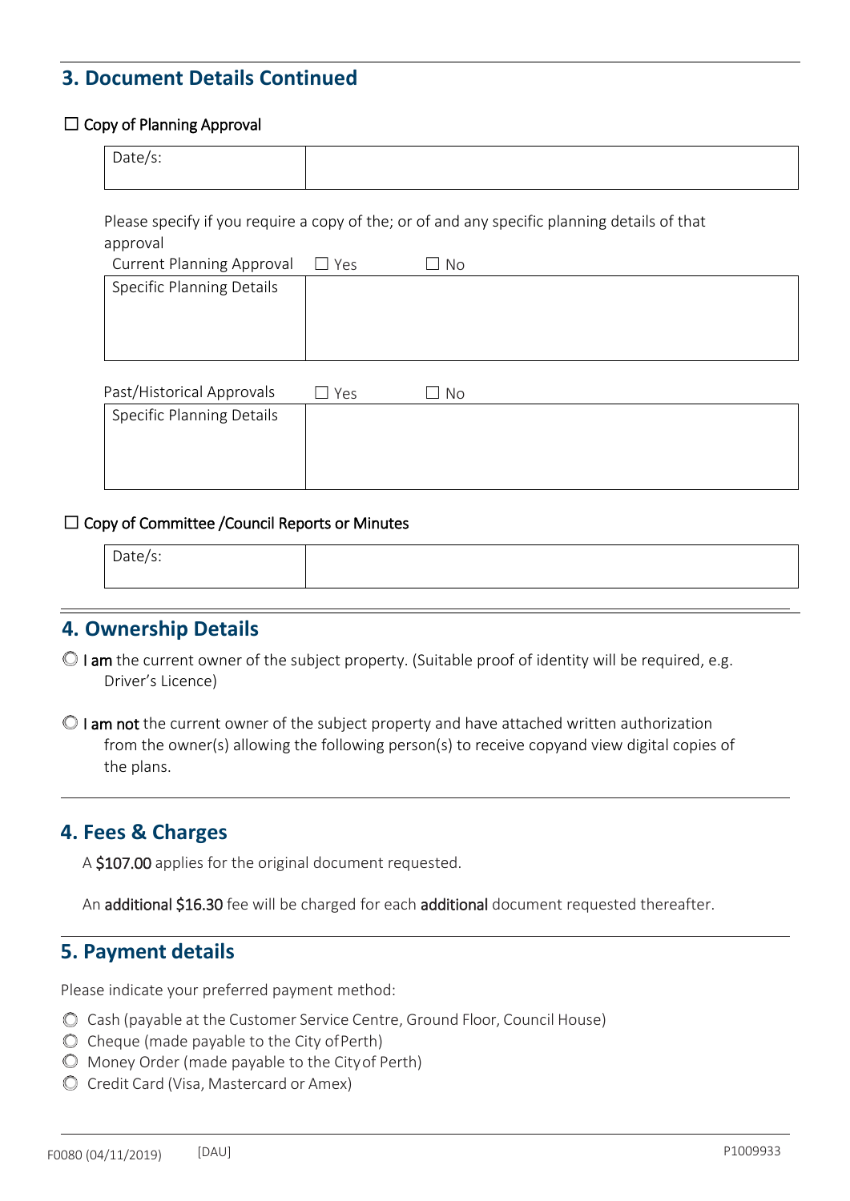## 3. Document Details Continued

☐ Copy of Planning Approval

| Date/s: | |
|---|---|

Please specify if you require a copy of the; or of and any specific planning details of that approval

Current Planning Approval ☐ Yes ☐ No

| Specific Planning Details | |
|---|---|

Past/Historical Approvals ☐ Yes ☐ No

| Specific Planning Details | |
|---|---|

☐ Copy of Committee /Council Reports or Minutes

| Date/s: | |
|---|---|

## 4. Ownership Details

◯ **I am** the current owner of the subject property. (Suitable proof of identity will be required, e.g. Driver's Licence)

◯ **I am not** the current owner of the subject property and have attached written authorization from the owner(s) allowing the following person(s) to receive copyand view digital copies of the plans.

## 4. Fees & Charges

A **$107.00** applies for the original document requested.

An **additional $16.30** fee will be charged for each **additional** document requested thereafter.

## 5. Payment details

Please indicate your preferred payment method:

- ◯ Cash (payable at the Customer Service Centre, Ground Floor, Council House)
- ◯ Cheque (made payable to the City ofPerth)
- ◯ Money Order (made payable to the Cityof Perth)
- ◯ Credit Card (Visa, Mastercard or Amex)

F0080 (04/11/2019) [DAU] P1009933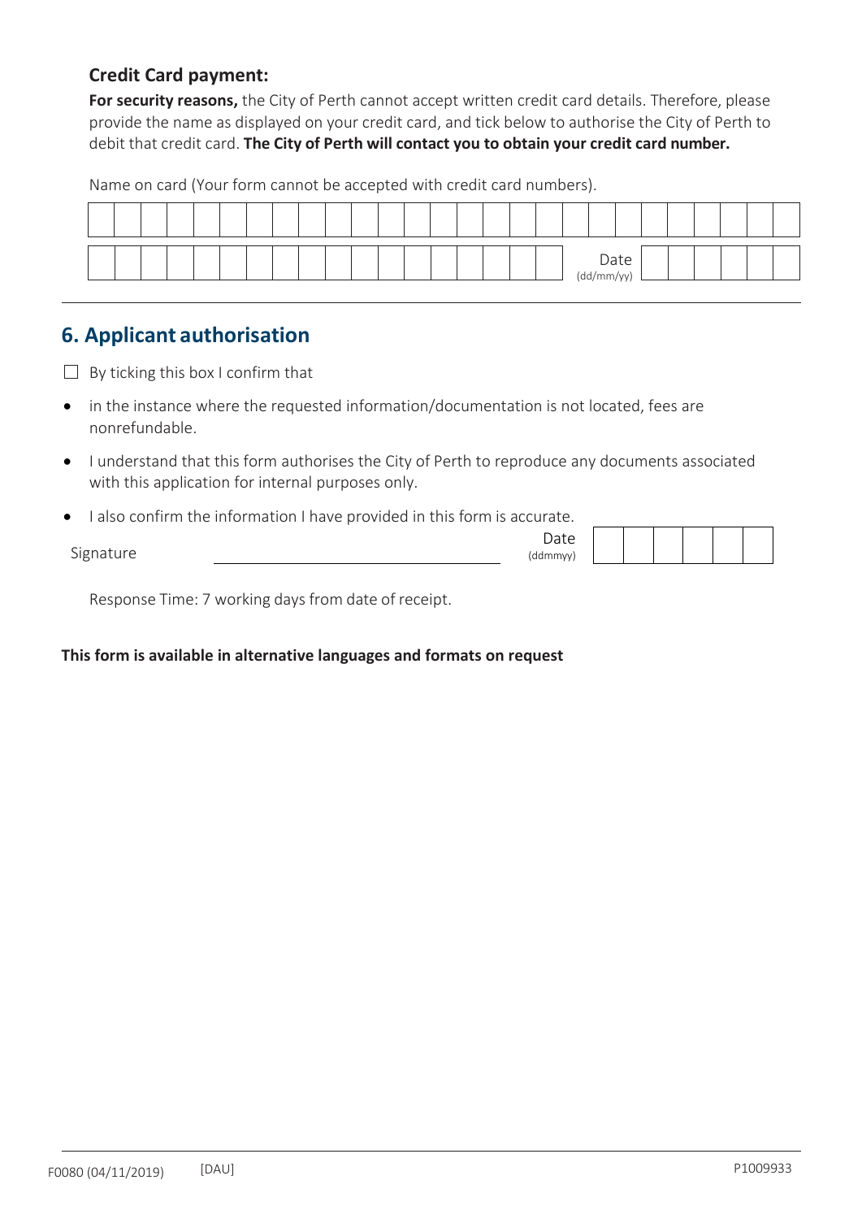### Credit Card payment:

**For security reasons,** the City of Perth cannot accept written credit card details. Therefore, please provide the name as displayed on your credit card, and tick below to authorise the City of Perth to debit that credit card. **The City of Perth will contact you to obtain your credit card number.**

Name on card (Your form cannot be accepted with credit card numbers).

Date (dd/mm/yy)

## 6. Applicant authorisation

☐ By ticking this box I confirm that

- in the instance where the requested information/documentation is not located, fees are nonrefundable.
- I understand that this form authorises the City of Perth to reproduce any documents associated with this application for internal purposes only.
- I also confirm the information I have provided in this form is accurate.

Signature \_\_\_\_\_\_\_\_\_\_\_\_\_\_\_\_\_\_\_\_\_\_\_\_ Date (ddmmyy)

Response Time: 7 working days from date of receipt.

**This form is available in alternative languages and formats on request**

F0080 (04/11/2019) [DAU] P1009933